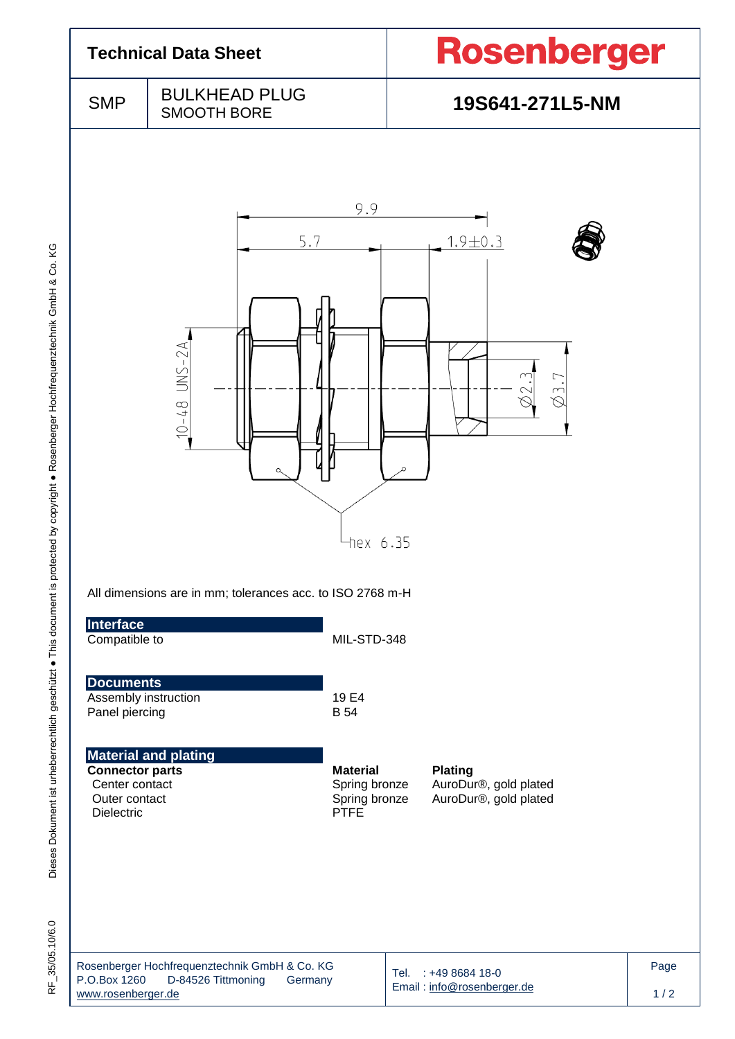# Technical Data Sheet

**Rosenberger**

| SMP | BULKHEAD PLUG SMOOTH BORE | **19S641-271L5-NM** |
|---|---|---|

9.9

5.7

1.9±0.3

10-48 UNS-2A

Ø2.3

Ø3.7

hex 6.35

All dimensions are in mm; tolerances acc. to ISO 2768 m-H

## Interface

| | |
|---|---|
| Compatible to | MIL-STD-348 |

## Documents

| | |
|---|---|
| Assembly instruction | 19 E4 |
| Panel piercing | B 54 |

## Material and plating

| **Connector parts** | **Material** | **Plating** |
|---|---|---|
| Center contact | Spring bronze | AuroDur®, gold plated |
| Outer contact | Spring bronze | AuroDur®, gold plated |
| Dielectric | PTFE | |

Rosenberger Hochfrequenztechnik GmbH & Co. KG
P.O.Box 1260 D-84526 Tittmoning Germany
www.rosenberger.de

Tel. : +49 8684 18-0
Email : info@rosenberger.de

Dieses Dokument ist urheberrechtlich geschützt ● This document is protected by copyright ● Rosenberger Hochfrequenztechnik GmbH & Co. KG

RF_35/05.10/6.0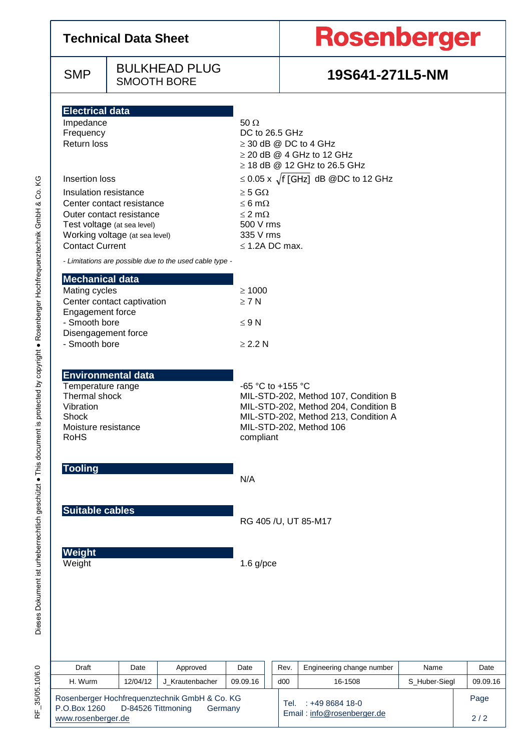# Technical Data Sheet

**Rosenberger**

| SMP | BULKHEAD PLUG SMOOTH BORE | 19S641-271L5-NM |
|---|---|---|

## Electrical data

| | |
|---|---|
| Impedance | 50 Ω |
| Frequency | DC to 26.5 GHz |
| Return loss | ≥ 30 dB @ DC to 4 GHz<br>≥ 20 dB @ 4 GHz to 12 GHz<br>≥ 18 dB @ 12 GHz to 26.5 GHz |
| Insertion loss | ≤ 0.05 x $\sqrt{f\,[\text{GHz}]}$ dB @DC to 12 GHz |
| Insulation resistance | ≥ 5 GΩ |
| Center contact resistance | ≤ 6 mΩ |
| Outer contact resistance | ≤ 2 mΩ |
| Test voltage (at sea level) | 500 V rms |
| Working voltage (at sea level) | 335 V rms |
| Contact Current | ≤ 1.2A DC max. |

*- Limitations are possible due to the used cable type -*

## Mechanical data

| | |
|---|---|
| Mating cycles | ≥ 1000 |
| Center contact captivation | ≥ 7 N |
| Engagement force<br>- Smooth bore | ≤ 9 N |
| Disengagement force<br>- Smooth bore | ≥ 2.2 N |

## Environmental data

| | |
|---|---|
| Temperature range | -65 °C to +155 °C |
| Thermal shock | MIL-STD-202, Method 107, Condition B |
| Vibration | MIL-STD-202, Method 204, Condition B |
| Shock | MIL-STD-202, Method 213, Condition A |
| Moisture resistance | MIL-STD-202, Method 106 |
| RoHS | compliant |

## Tooling

N/A

## Suitable cables

RG 405 /U, UT 85-M17

## Weight

| | |
|---|---|
| Weight | 1.6 g/pce |

| Draft | Date | Approved | Date | Rev. | Engineering change number | Name | Date |
|---|---|---|---|---|---|---|---|
| H. Wurm | 12/04/12 | J_Krautenbacher | 09.09.16 | d00 | 16-1508 | S_Huber-Siegl | 09.09.16 |

Rosenberger Hochfrequenztechnik GmbH & Co. KG
P.O.Box 1260 D-84526 Tittmoning Germany
www.rosenberger.de

Tel. : +49 8684 18-0
Email : info@rosenberger.de

RF_35/05.10/6.0

Dieses Dokument ist urheberrechtlich geschützt ● This document is protected by copyright ● Rosenberger Hochfrequenztechnik GmbH & Co. KG